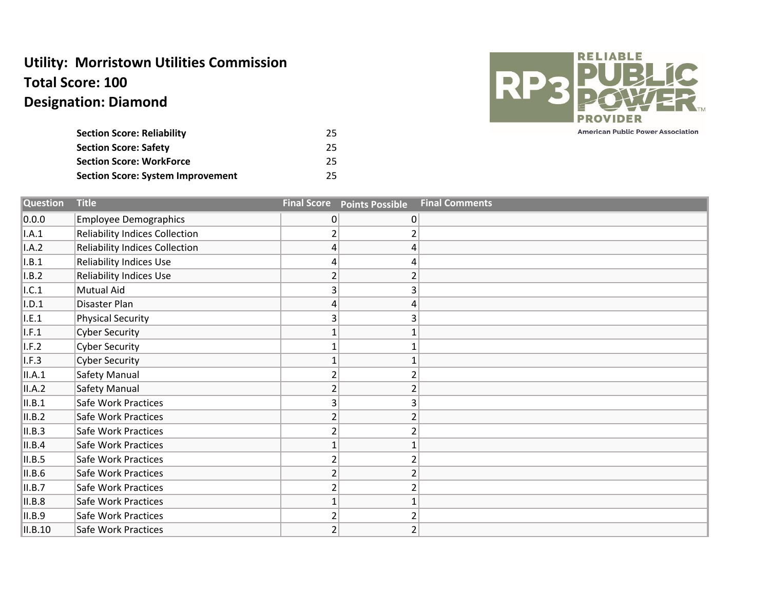**Utility: Morristown Utilities Commission**
**Total Score: 100**
**Designation: Diamond**

| | |
|---|---|
| **Section Score: Reliability** | 25 |
| **Section Score: Safety** | 25 |
| **Section Score: WorkForce** | 25 |
| **Section Score: System Improvement** | 25 |

| Question | Title | Final Score | Points Possible | Final Comments |
|---|---|---|---|---|
| 0.0.0 | Employee Demographics | 0 | 0 | |
| I.A.1 | Reliability Indices Collection | 2 | 2 | |
| I.A.2 | Reliability Indices Collection | 4 | 4 | |
| I.B.1 | Reliability Indices Use | 4 | 4 | |
| I.B.2 | Reliability Indices Use | 2 | 2 | |
| I.C.1 | Mutual Aid | 3 | 3 | |
| I.D.1 | Disaster Plan | 4 | 4 | |
| I.E.1 | Physical Security | 3 | 3 | |
| I.F.1 | Cyber Security | 1 | 1 | |
| I.F.2 | Cyber Security | 1 | 1 | |
| I.F.3 | Cyber Security | 1 | 1 | |
| II.A.1 | Safety Manual | 2 | 2 | |
| II.A.2 | Safety Manual | 2 | 2 | |
| II.B.1 | Safe Work Practices | 3 | 3 | |
| II.B.2 | Safe Work Practices | 2 | 2 | |
| II.B.3 | Safe Work Practices | 2 | 2 | |
| II.B.4 | Safe Work Practices | 1 | 1 | |
| II.B.5 | Safe Work Practices | 2 | 2 | |
| II.B.6 | Safe Work Practices | 2 | 2 | |
| II.B.7 | Safe Work Practices | 2 | 2 | |
| II.B.8 | Safe Work Practices | 1 | 1 | |
| II.B.9 | Safe Work Practices | 2 | 2 | |
| II.B.10 | Safe Work Practices | 2 | 2 | |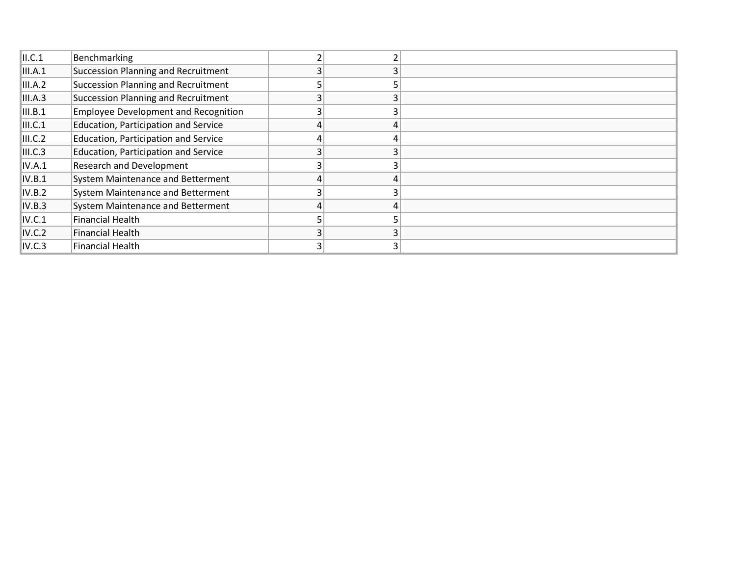| | | | | |
|---|---|---|---|---|
| II.C.1 | Benchmarking | 2 | 2 | |
| III.A.1 | Succession Planning and Recruitment | 3 | 3 | |
| III.A.2 | Succession Planning and Recruitment | 5 | 5 | |
| III.A.3 | Succession Planning and Recruitment | 3 | 3 | |
| III.B.1 | Employee Development and Recognition | 3 | 3 | |
| III.C.1 | Education, Participation and Service | 4 | 4 | |
| III.C.2 | Education, Participation and Service | 4 | 4 | |
| III.C.3 | Education, Participation and Service | 3 | 3 | |
| IV.A.1 | Research and Development | 3 | 3 | |
| IV.B.1 | System Maintenance and Betterment | 4 | 4 | |
| IV.B.2 | System Maintenance and Betterment | 3 | 3 | |
| IV.B.3 | System Maintenance and Betterment | 4 | 4 | |
| IV.C.1 | Financial Health | 5 | 5 | |
| IV.C.2 | Financial Health | 3 | 3 | |
| IV.C.3 | Financial Health | 3 | 3 | |